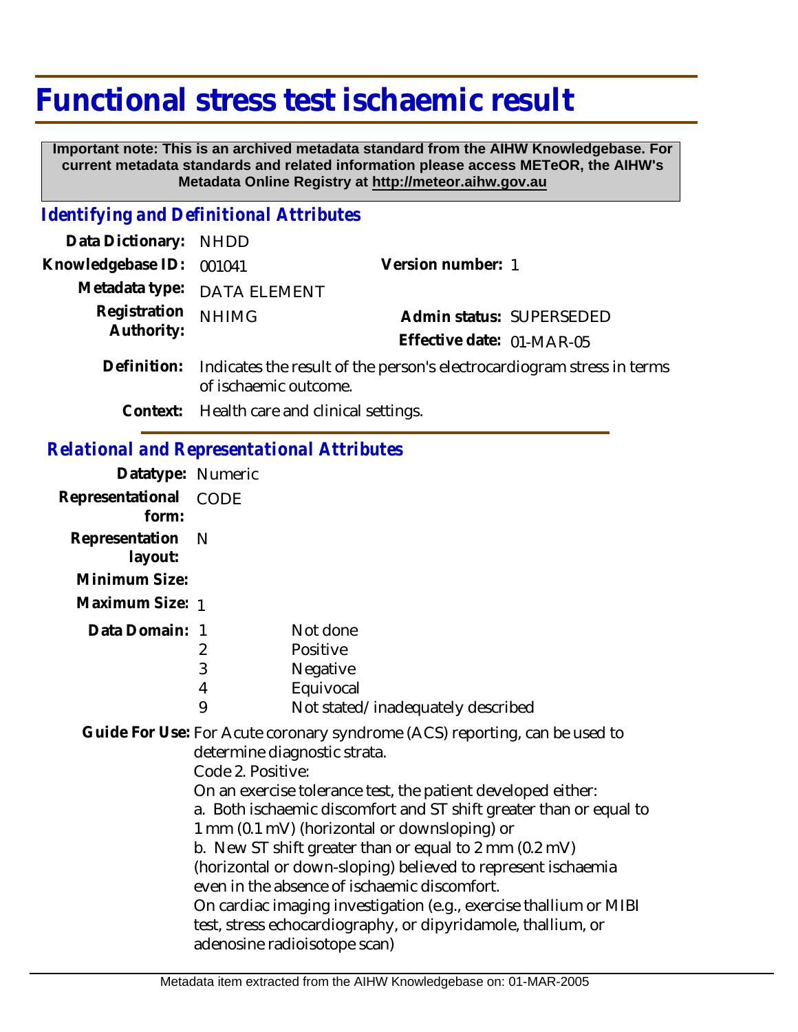# Functional stress test ischaemic result

**Important note: This is an archived metadata standard from the AIHW Knowledgebase. For current metadata standards and related information please access METeOR, the AIHW's Metadata Online Registry at http://meteor.aihw.gov.au**

## *Identifying and Definitional Attributes*

**Data Dictionary:** NHDD

**Knowledgebase ID:** 001041

**Version number:** 1

**Metadata type:** DATA ELEMENT

**Registration Authority:** NHIMG

**Admin status:** SUPERSEDED

**Effective date:** 01-MAR-05

**Definition:** Indicates the result of the person's electrocardiogram stress in terms of ischaemic outcome.

**Context:** Health care and clinical settings.

## *Relational and Representational Attributes*

**Datatype:** Numeric

**Representational form:** CODE

**Representation layout:** N

**Minimum Size:**

**Maximum Size:** 1

**Data Domain:**

| Code | Description |
| --- | --- |
| 1 | Not done |
| 2 | Positive |
| 3 | Negative |
| 4 | Equivocal |
| 9 | Not stated/inadequately described |

**Guide For Use:** For Acute coronary syndrome (ACS) reporting, can be used to determine diagnostic strata.

Code 2. Positive:

On an exercise tolerance test, the patient developed either:

a. Both ischaemic discomfort and ST shift greater than or equal to 1 mm (0.1 mV) (horizontal or downsloping) or

b. New ST shift greater than or equal to 2 mm (0.2 mV) (horizontal or down-sloping) believed to represent ischaemia even in the absence of ischaemic discomfort.

On cardiac imaging investigation (e.g., exercise thallium or MIBI test, stress echocardiography, or dipyridamole, thallium, or adenosine radioisotope scan)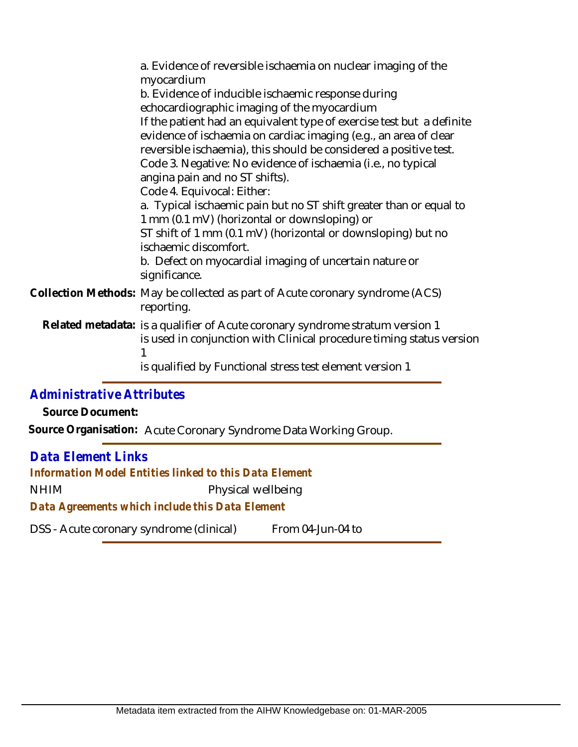a. Evidence of reversible ischaemia on nuclear imaging of the myocardium

b. Evidence of inducible ischaemic response during echocardiographic imaging of the myocardium

If the patient had an equivalent type of exercise test but a definite evidence of ischaemia on cardiac imaging (e.g., an area of clear reversible ischaemia), this should be considered a positive test.

Code 3. Negative: No evidence of ischaemia (i.e., no typical angina pain and no ST shifts).

Code 4. Equivocal: Either:

a. Typical ischaemic pain but no ST shift greater than or equal to 1 mm (0.1 mV) (horizontal or downsloping) or

ST shift of 1 mm (0.1 mV) (horizontal or downsloping) but no ischaemic discomfort.

b. Defect on myocardial imaging of uncertain nature or significance.

**Collection Methods:** May be collected as part of Acute coronary syndrome (ACS) reporting.

**Related metadata:** is a qualifier of Acute coronary syndrome stratum version 1
is used in conjunction with Clinical procedure timing status version 1
is qualified by Functional stress test element version 1

## Administrative Attributes

**Source Document:**

**Source Organisation:** Acute Coronary Syndrome Data Working Group.

## Data Element Links

### Information Model Entities linked to this Data Element

NHIM Physical wellbeing

### Data Agreements which include this Data Element

DSS - Acute coronary syndrome (clinical) From 04-Jun-04 to